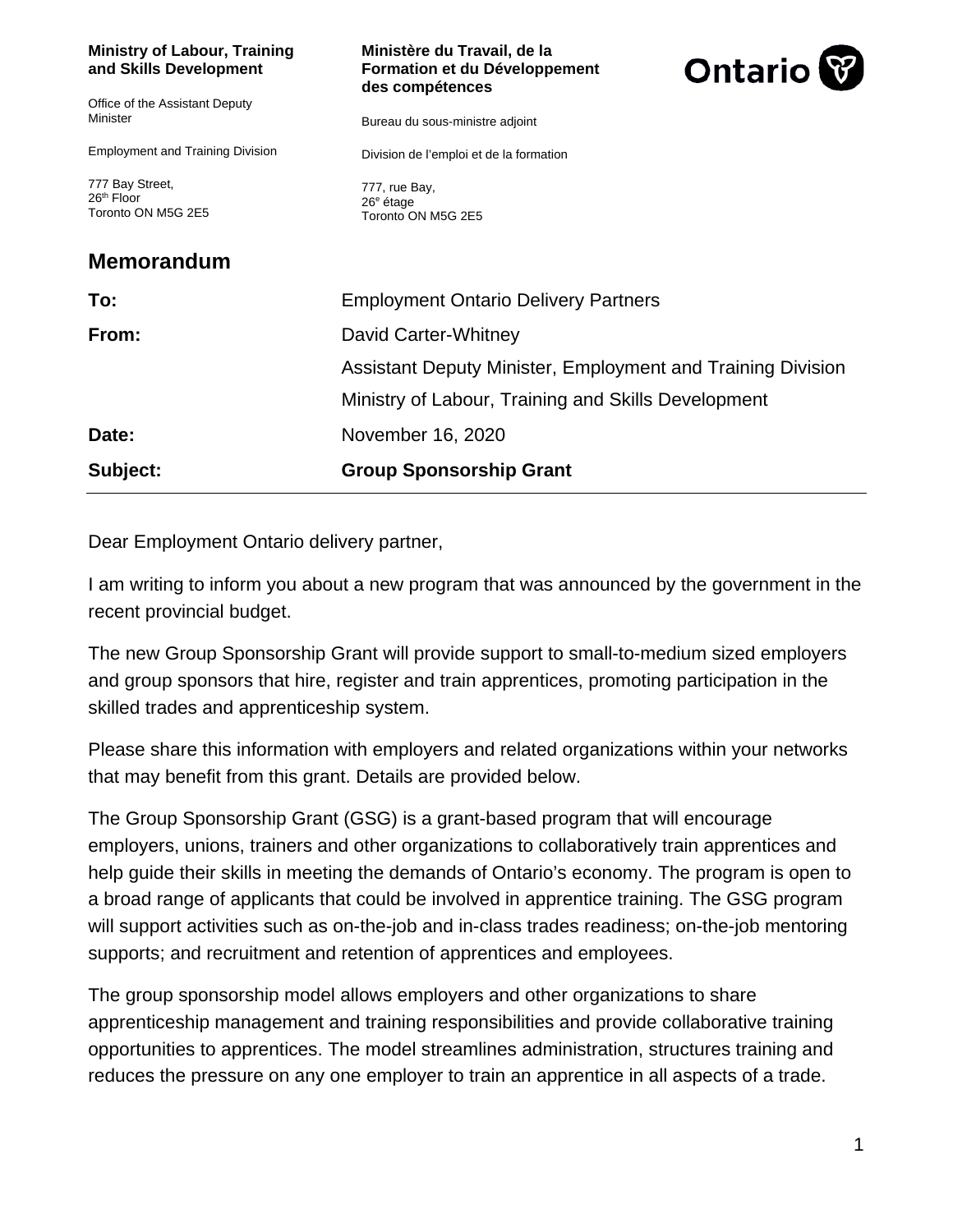**Ministry of Labour, Training and Skills Development**

Office of the Assistant Deputy Minister

Employment and Training Division

777 Bay Street,
26th Floor
Toronto ON M5G 2E5

**Ministère du Travail, de la Formation et du Développement des compétences**

Bureau du sous-ministre adjoint

Division de l'emploi et de la formation

777, rue Bay,
26e étage
Toronto ON M5G 2E5

Ontario

## Memorandum

| | |
|---|---|
| **To:** | Employment Ontario Delivery Partners |
| **From:** | David Carter-Whitney<br>Assistant Deputy Minister, Employment and Training Division<br>Ministry of Labour, Training and Skills Development |
| **Date:** | November 16, 2020 |
| **Subject:** | **Group Sponsorship Grant** |

Dear Employment Ontario delivery partner,

I am writing to inform you about a new program that was announced by the government in the recent provincial budget.

The new Group Sponsorship Grant will provide support to small-to-medium sized employers and group sponsors that hire, register and train apprentices, promoting participation in the skilled trades and apprenticeship system.

Please share this information with employers and related organizations within your networks that may benefit from this grant. Details are provided below.

The Group Sponsorship Grant (GSG) is a grant-based program that will encourage employers, unions, trainers and other organizations to collaboratively train apprentices and help guide their skills in meeting the demands of Ontario's economy. The program is open to a broad range of applicants that could be involved in apprentice training. The GSG program will support activities such as on-the-job and in-class trades readiness; on-the-job mentoring supports; and recruitment and retention of apprentices and employees.

The group sponsorship model allows employers and other organizations to share apprenticeship management and training responsibilities and provide collaborative training opportunities to apprentices. The model streamlines administration, structures training and reduces the pressure on any one employer to train an apprentice in all aspects of a trade.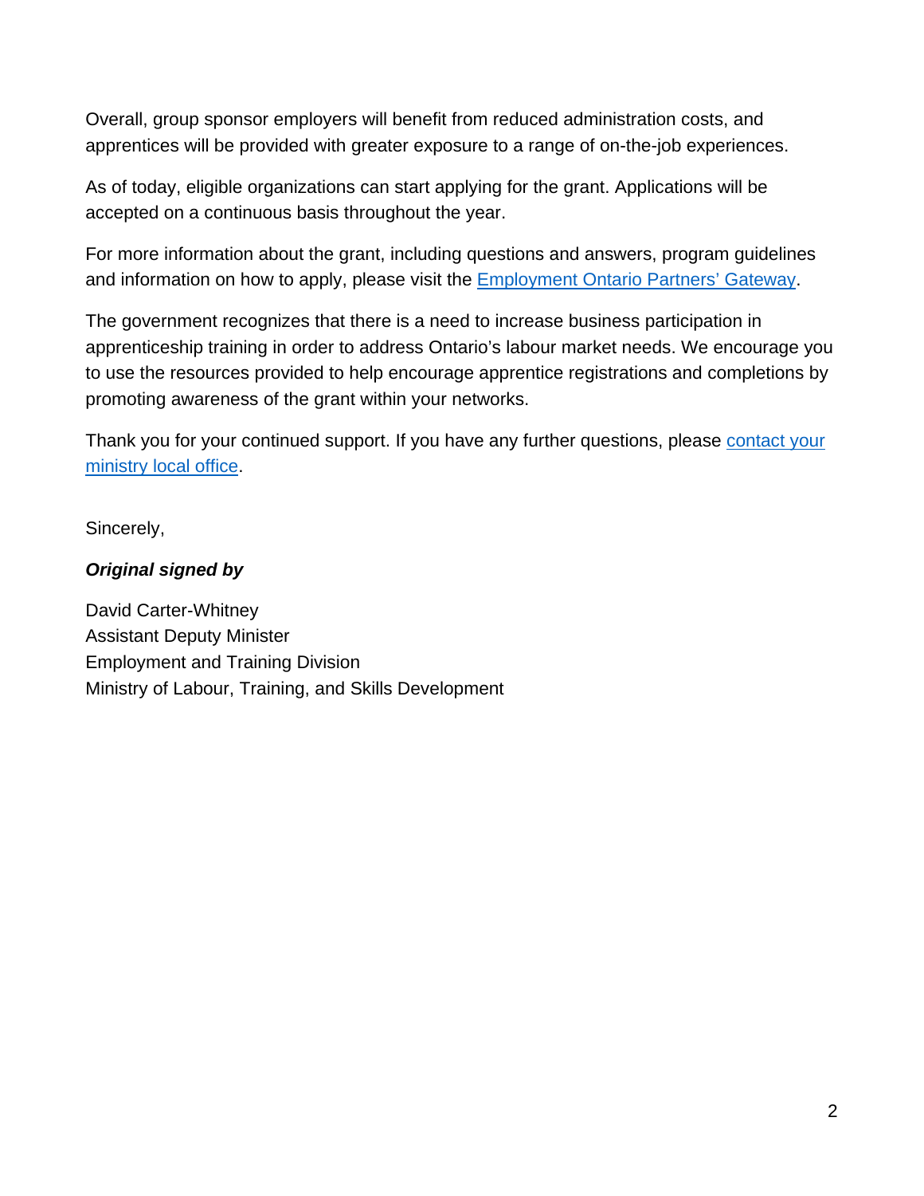Overall, group sponsor employers will benefit from reduced administration costs, and apprentices will be provided with greater exposure to a range of on-the-job experiences.

As of today, eligible organizations can start applying for the grant. Applications will be accepted on a continuous basis throughout the year.

For more information about the grant, including questions and answers, program guidelines and information on how to apply, please visit the Employment Ontario Partners' Gateway.

The government recognizes that there is a need to increase business participation in apprenticeship training in order to address Ontario's labour market needs. We encourage you to use the resources provided to help encourage apprentice registrations and completions by promoting awareness of the grant within your networks.

Thank you for your continued support. If you have any further questions, please contact your ministry local office.

Sincerely,

***Original signed by***

David Carter-Whitney
Assistant Deputy Minister
Employment and Training Division
Ministry of Labour, Training, and Skills Development